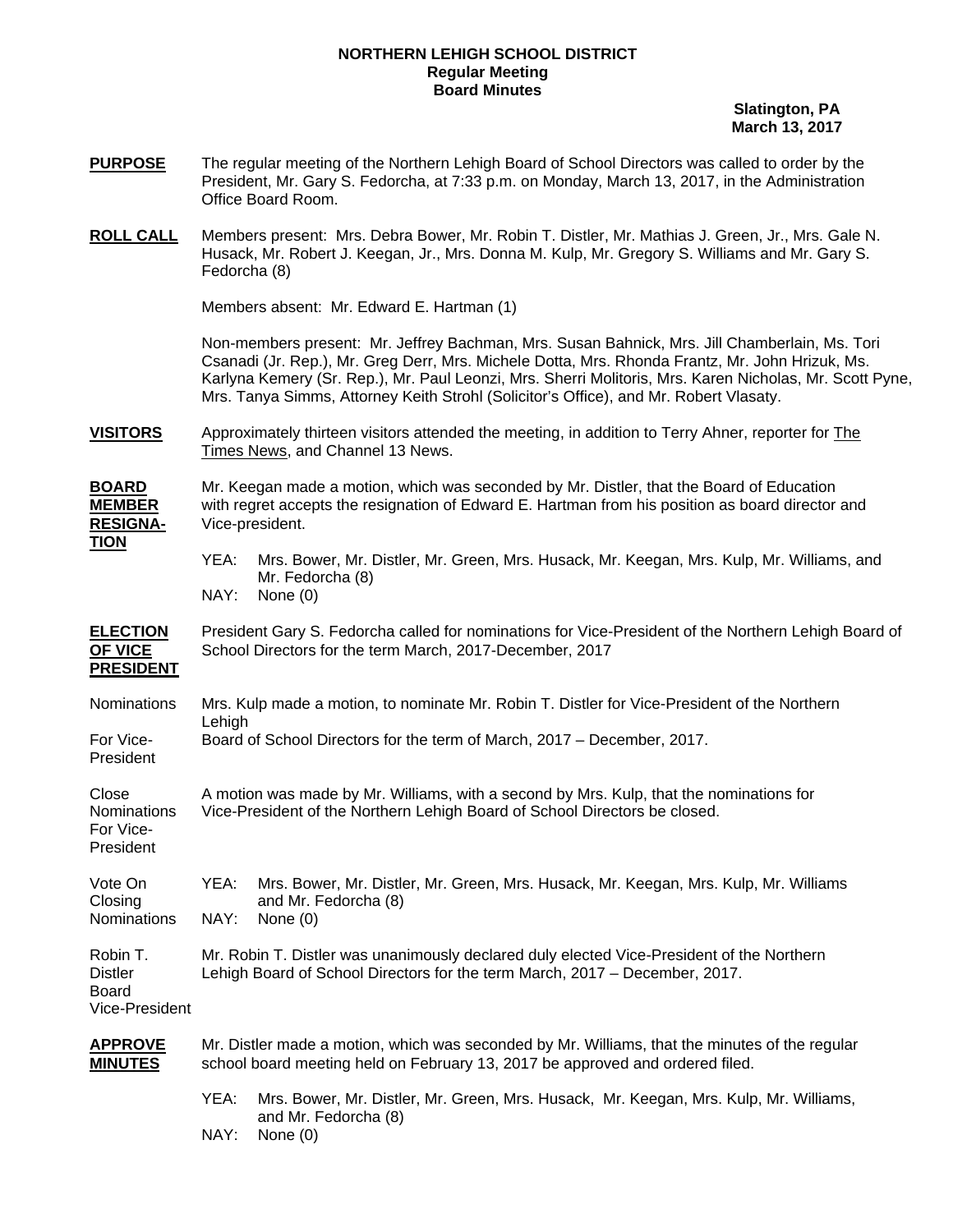**NORTHERN LEHIGH SCHOOL DISTRICT**
**Regular Meeting**
**Board Minutes**

**Slatington, PA**
**March 13, 2017**

**PURPOSE** The regular meeting of the Northern Lehigh Board of School Directors was called to order by the President, Mr. Gary S. Fedorcha, at 7:33 p.m. on Monday, March 13, 2017, in the Administration Office Board Room.

**ROLL CALL** Members present: Mrs. Debra Bower, Mr. Robin T. Distler, Mr. Mathias J. Green, Jr., Mrs. Gale N. Husack, Mr. Robert J. Keegan, Jr., Mrs. Donna M. Kulp, Mr. Gregory S. Williams and Mr. Gary S. Fedorcha (8)

Members absent: Mr. Edward E. Hartman (1)

Non-members present: Mr. Jeffrey Bachman, Mrs. Susan Bahnick, Mrs. Jill Chamberlain, Ms. Tori Csanadi (Jr. Rep.), Mr. Greg Derr, Mrs. Michele Dotta, Mrs. Rhonda Frantz, Mr. John Hrizuk, Ms. Karlyna Kemery (Sr. Rep.), Mr. Paul Leonzi, Mrs. Sherri Molitoris, Mrs. Karen Nicholas, Mr. Scott Pyne, Mrs. Tanya Simms, Attorney Keith Strohl (Solicitor's Office), and Mr. Robert Vlasaty.

**VISITORS** Approximately thirteen visitors attended the meeting, in addition to Terry Ahner, reporter for The Times News, and Channel 13 News.

**BOARD MEMBER RESIGNATION** Mr. Keegan made a motion, which was seconded by Mr. Distler, that the Board of Education with regret accepts the resignation of Edward E. Hartman from his position as board director and Vice-president.

YEA: Mrs. Bower, Mr. Distler, Mr. Green, Mrs. Husack, Mr. Keegan, Mrs. Kulp, Mr. Williams, and Mr. Fedorcha (8)
NAY: None (0)

**ELECTION OF VICE PRESIDENT** President Gary S. Fedorcha called for nominations for Vice-President of the Northern Lehigh Board of School Directors for the term March, 2017-December, 2017

Nominations For Vice-President: Mrs. Kulp made a motion, to nominate Mr. Robin T. Distler for Vice-President of the Northern Lehigh Board of School Directors for the term of March, 2017 – December, 2017.

Close Nominations For Vice-President: A motion was made by Mr. Williams, with a second by Mrs. Kulp, that the nominations for Vice-President of the Northern Lehigh Board of School Directors be closed.

Vote On Closing Nominations:
YEA: Mrs. Bower, Mr. Distler, Mr. Green, Mrs. Husack, Mr. Keegan, Mrs. Kulp, Mr. Williams and Mr. Fedorcha (8)
NAY: None (0)

Robin T. Distler Board Vice-President: Mr. Robin T. Distler was unanimously declared duly elected Vice-President of the Northern Lehigh Board of School Directors for the term March, 2017 – December, 2017.

**APPROVE MINUTES** Mr. Distler made a motion, which was seconded by Mr. Williams, that the minutes of the regular school board meeting held on February 13, 2017 be approved and ordered filed.

YEA: Mrs. Bower, Mr. Distler, Mr. Green, Mrs. Husack, Mr. Keegan, Mrs. Kulp, Mr. Williams, and Mr. Fedorcha (8)
NAY: None (0)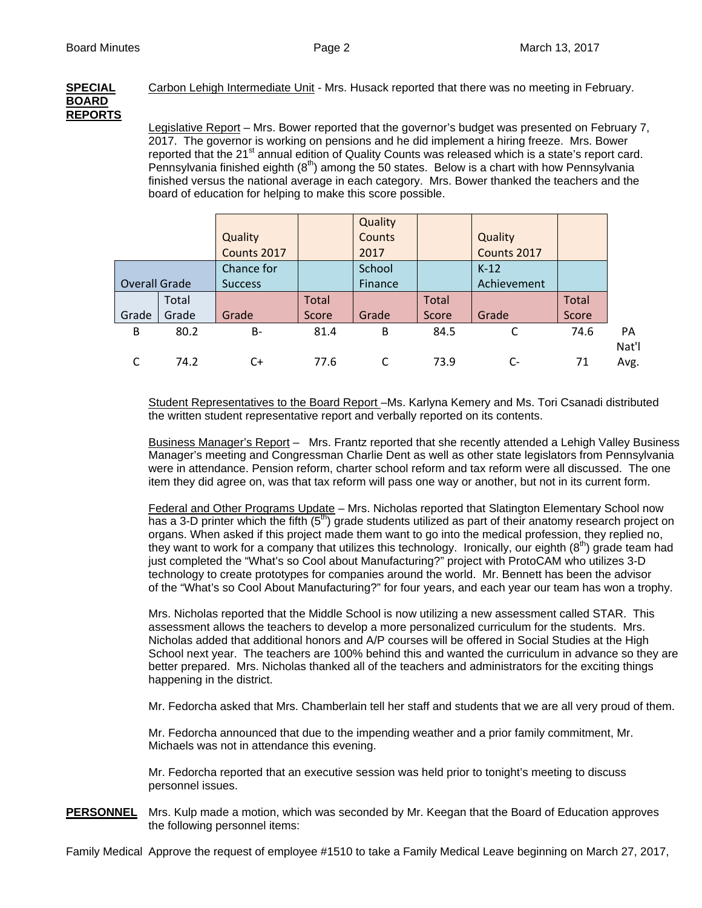**SPECIAL BOARD REPORTS**

Carbon Lehigh Intermediate Unit - Mrs. Husack reported that there was no meeting in February.

Legislative Report – Mrs. Bower reported that the governor's budget was presented on February 7, 2017. The governor is working on pensions and he did implement a hiring freeze. Mrs. Bower reported that the 21st annual edition of Quality Counts was released which is a state's report card. Pennsylvania finished eighth (8th) among the 50 states. Below is a chart with how Pennsylvania finished versus the national average in each category. Mrs. Bower thanked the teachers and the board of education for helping to make this score possible.

| | | Quality Counts 2017 | | Quality Counts 2017 | | Quality Counts 2017 | | |
|---|---|---|---|---|---|---|---|---|
| Overall Grade | | Chance for Success | | School Finance | | K-12 Achievement | | |
| Grade | Total Grade | Grade | Total Score | Grade | Total Score | Grade | Total Score | |
| B | 80.2 | B- | 81.4 | B | 84.5 | C | 74.6 | PA |
| C | 74.2 | C+ | 77.6 | C | 73.9 | C- | 71 | Nat'l Avg. |

Student Representatives to the Board Report –Ms. Karlyna Kemery and Ms. Tori Csanadi distributed the written student representative report and verbally reported on its contents.

Business Manager's Report – Mrs. Frantz reported that she recently attended a Lehigh Valley Business Manager's meeting and Congressman Charlie Dent as well as other state legislators from Pennsylvania were in attendance. Pension reform, charter school reform and tax reform were all discussed. The one item they did agree on, was that tax reform will pass one way or another, but not in its current form.

Federal and Other Programs Update – Mrs. Nicholas reported that Slatington Elementary School now has a 3-D printer which the fifth (5th) grade students utilized as part of their anatomy research project on organs. When asked if this project made them want to go into the medical profession, they replied no, they want to work for a company that utilizes this technology. Ironically, our eighth (8th) grade team had just completed the "What's so Cool about Manufacturing?" project with ProtoCAM who utilizes 3-D technology to create prototypes for companies around the world. Mr. Bennett has been the advisor of the "What's so Cool About Manufacturing?" for four years, and each year our team has won a trophy.

Mrs. Nicholas reported that the Middle School is now utilizing a new assessment called STAR. This assessment allows the teachers to develop a more personalized curriculum for the students. Mrs. Nicholas added that additional honors and A/P courses will be offered in Social Studies at the High School next year. The teachers are 100% behind this and wanted the curriculum in advance so they are better prepared. Mrs. Nicholas thanked all of the teachers and administrators for the exciting things happening in the district.

Mr. Fedorcha asked that Mrs. Chamberlain tell her staff and students that we are all very proud of them.

Mr. Fedorcha announced that due to the impending weather and a prior family commitment, Mr. Michaels was not in attendance this evening.

Mr. Fedorcha reported that an executive session was held prior to tonight's meeting to discuss personnel issues.

**PERSONNEL**

Mrs. Kulp made a motion, which was seconded by Mr. Keegan that the Board of Education approves the following personnel items:

Family Medical Approve the request of employee #1510 to take a Family Medical Leave beginning on March 27, 2017,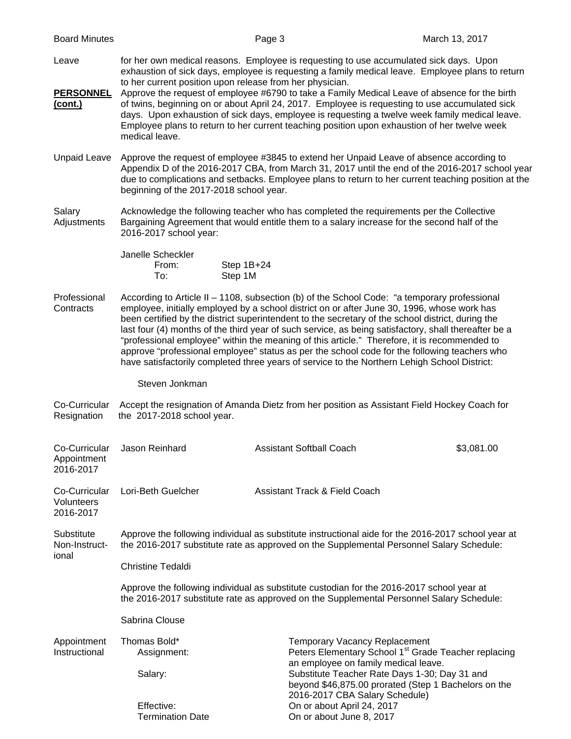Leave — for her own medical reasons. Employee is requesting to use accumulated sick days. Upon exhaustion of sick days, employee is requesting a family medical leave. Employee plans to return to her current position upon release from her physician.

**PERSONNEL (cont.)**

Approve the request of employee #6790 to take a Family Medical Leave of absence for the birth of twins, beginning on or about April 24, 2017. Employee is requesting to use accumulated sick days. Upon exhaustion of sick days, employee is requesting a twelve week family medical leave. Employee plans to return to her current teaching position upon exhaustion of her twelve week medical leave.

**Unpaid Leave**

Approve the request of employee #3845 to extend her Unpaid Leave of absence according to Appendix D of the 2016-2017 CBA, from March 31, 2017 until the end of the 2016-2017 school year due to complications and setbacks. Employee plans to return to her current teaching position at the beginning of the 2017-2018 school year.

**Salary Adjustments**

Acknowledge the following teacher who has completed the requirements per the Collective Bargaining Agreement that would entitle them to a salary increase for the second half of the 2016-2017 school year:

Janelle Scheckler

| | |
|---|---|
| From: | Step 1B+24 |
| To: | Step 1M |

**Professional Contracts**

According to Article II – 1108, subsection (b) of the School Code: "a temporary professional employee, initially employed by a school district on or after June 30, 1996, whose work has been certified by the district superintendent to the secretary of the school district, during the last four (4) months of the third year of such service, as being satisfactory, shall thereafter be a "professional employee" within the meaning of this article." Therefore, it is recommended to approve "professional employee" status as per the school code for the following teachers who have satisfactorily completed three years of service to the Northern Lehigh School District:

Steven Jonkman

**Co-Curricular Resignation**

Accept the resignation of Amanda Dietz from her position as Assistant Field Hockey Coach for the 2017-2018 school year.

**Co-Curricular Appointment 2016-2017**

| | | |
|---|---|---|
| Jason Reinhard | Assistant Softball Coach | $3,081.00 |

**Co-Curricular Volunteers 2016-2017**

| | |
|---|---|
| Lori-Beth Guelcher | Assistant Track & Field Coach |

**Substitute Non-Instructional**

Approve the following individual as substitute instructional aide for the 2016-2017 school year at the 2016-2017 substitute rate as approved on the Supplemental Personnel Salary Schedule:

Christine Tedaldi

Approve the following individual as substitute custodian for the 2016-2017 school year at the 2016-2017 substitute rate as approved on the Supplemental Personnel Salary Schedule:

Sabrina Clouse

**Appointment Instructional**

| | |
|---|---|
| Thomas Bold* | Temporary Vacancy Replacement |
| Assignment: | Peters Elementary School 1st Grade Teacher replacing an employee on family medical leave. |
| Salary: | Substitute Teacher Rate Days 1-30; Day 31 and beyond $46,875.00 prorated (Step 1 Bachelors on the 2016-2017 CBA Salary Schedule) |
| Effective: | On or about April 24, 2017 |
| Termination Date | On or about June 8, 2017 |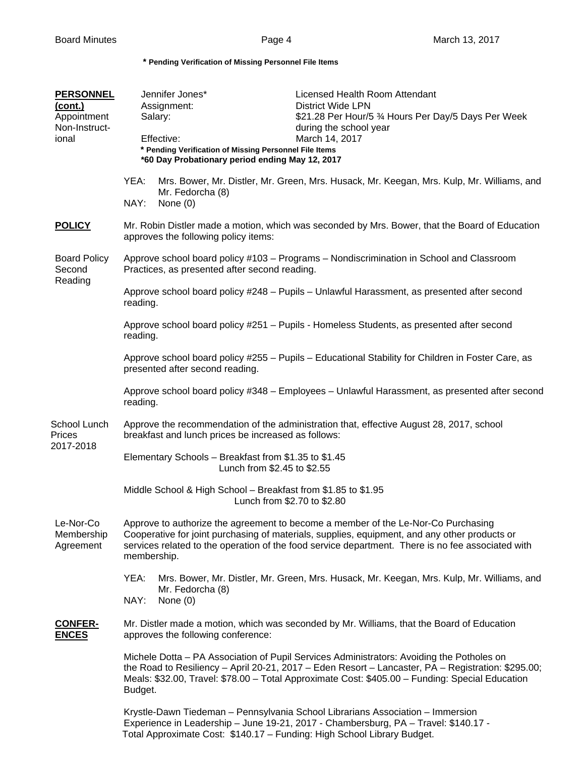**\* Pending Verification of Missing Personnel File Items**

**PERSONNEL (cont.)**

Appointment Non-Instructional

| | |
|---|---|
| Jennifer Jones* | Licensed Health Room Attendant |
| Assignment: | District Wide LPN |
| Salary: | $21.28 Per Hour/5 ¾ Hours Per Day/5 Days Per Week during the school year |
| Effective: | March 14, 2017 |

**\* Pending Verification of Missing Personnel File Items**
**\*60 Day Probationary period ending May 12, 2017**

YEA: Mrs. Bower, Mr. Distler, Mr. Green, Mrs. Husack, Mr. Keegan, Mrs. Kulp, Mr. Williams, and Mr. Fedorcha (8)
NAY: None (0)

**POLICY**

Mr. Robin Distler made a motion, which was seconded by Mrs. Bower, that the Board of Education approves the following policy items:

Board Policy Second Reading

Approve school board policy #103 – Programs – Nondiscrimination in School and Classroom Practices, as presented after second reading.

Approve school board policy #248 – Pupils – Unlawful Harassment, as presented after second reading.

Approve school board policy #251 – Pupils - Homeless Students, as presented after second reading.

Approve school board policy #255 – Pupils – Educational Stability for Children in Foster Care, as presented after second reading.

Approve school board policy #348 – Employees – Unlawful Harassment, as presented after second reading.

School Lunch Prices 2017-2018

Approve the recommendation of the administration that, effective August 28, 2017, school breakfast and lunch prices be increased as follows:

Elementary Schools – Breakfast from $1.35 to $1.45
Lunch from $2.45 to $2.55

Middle School & High School – Breakfast from $1.85 to $1.95
Lunch from $2.70 to $2.80

Le-Nor-Co Membership Agreement

Approve to authorize the agreement to become a member of the Le-Nor-Co Purchasing Cooperative for joint purchasing of materials, supplies, equipment, and any other products or services related to the operation of the food service department. There is no fee associated with membership.

YEA: Mrs. Bower, Mr. Distler, Mr. Green, Mrs. Husack, Mr. Keegan, Mrs. Kulp, Mr. Williams, and Mr. Fedorcha (8)
NAY: None (0)

**CONFERENCES**

Mr. Distler made a motion, which was seconded by Mr. Williams, that the Board of Education approves the following conference:

Michele Dotta – PA Association of Pupil Services Administrators: Avoiding the Potholes on the Road to Resiliency – April 20-21, 2017 – Eden Resort – Lancaster, PA – Registration: $295.00; Meals: $32.00, Travel: $78.00 – Total Approximate Cost: $405.00 – Funding: Special Education Budget.

Krystle-Dawn Tiedeman – Pennsylvania School Librarians Association – Immersion Experience in Leadership – June 19-21, 2017 - Chambersburg, PA – Travel: $140.17 - Total Approximate Cost: $140.17 – Funding: High School Library Budget.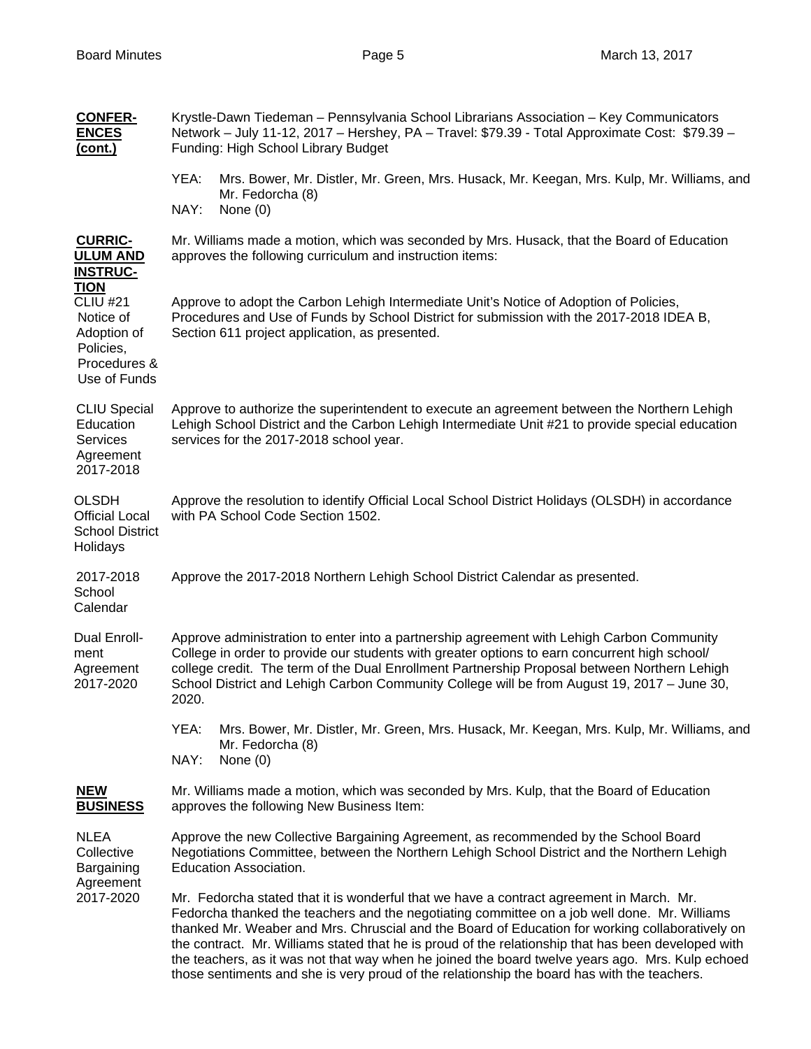**CONFER-ENCES (cont.)**

Krystle-Dawn Tiedeman – Pennsylvania School Librarians Association – Key Communicators Network – July 11-12, 2017 – Hershey, PA – Travel: $79.39 - Total Approximate Cost: $79.39 – Funding: High School Library Budget

YEA: Mrs. Bower, Mr. Distler, Mr. Green, Mrs. Husack, Mr. Keegan, Mrs. Kulp, Mr. Williams, and Mr. Fedorcha (8)
NAY: None (0)

**CURRIC-ULUM AND INSTRUC-TION**

Mr. Williams made a motion, which was seconded by Mrs. Husack, that the Board of Education approves the following curriculum and instruction items:

CLIU #21 Notice of Adoption of Policies, Procedures & Use of Funds

Approve to adopt the Carbon Lehigh Intermediate Unit's Notice of Adoption of Policies, Procedures and Use of Funds by School District for submission with the 2017-2018 IDEA B, Section 611 project application, as presented.

CLIU Special Education Services Agreement 2017-2018

Approve to authorize the superintendent to execute an agreement between the Northern Lehigh Lehigh School District and the Carbon Lehigh Intermediate Unit #21 to provide special education services for the 2017-2018 school year.

OLSDH Official Local School District Holidays

Approve the resolution to identify Official Local School District Holidays (OLSDH) in accordance with PA School Code Section 1502.

2017-2018 School Calendar

Approve the 2017-2018 Northern Lehigh School District Calendar as presented.

Dual Enroll-ment Agreement 2017-2020

Approve administration to enter into a partnership agreement with Lehigh Carbon Community College in order to provide our students with greater options to earn concurrent high school/ college credit. The term of the Dual Enrollment Partnership Proposal between Northern Lehigh School District and Lehigh Carbon Community College will be from August 19, 2017 – June 30, 2020.

YEA: Mrs. Bower, Mr. Distler, Mr. Green, Mrs. Husack, Mr. Keegan, Mrs. Kulp, Mr. Williams, and Mr. Fedorcha (8)
NAY: None (0)

**NEW BUSINESS**

Mr. Williams made a motion, which was seconded by Mrs. Kulp, that the Board of Education approves the following New Business Item:

NLEA Collective Bargaining Agreement 2017-2020

Approve the new Collective Bargaining Agreement, as recommended by the School Board Negotiations Committee, between the Northern Lehigh School District and the Northern Lehigh Education Association.

Mr. Fedorcha stated that it is wonderful that we have a contract agreement in March. Mr. Fedorcha thanked the teachers and the negotiating committee on a job well done. Mr. Williams thanked Mr. Weaber and Mrs. Chruscial and the Board of Education for working collaboratively on the contract. Mr. Williams stated that he is proud of the relationship that has been developed with the teachers, as it was not that way when he joined the board twelve years ago. Mrs. Kulp echoed those sentiments and she is very proud of the relationship the board has with the teachers.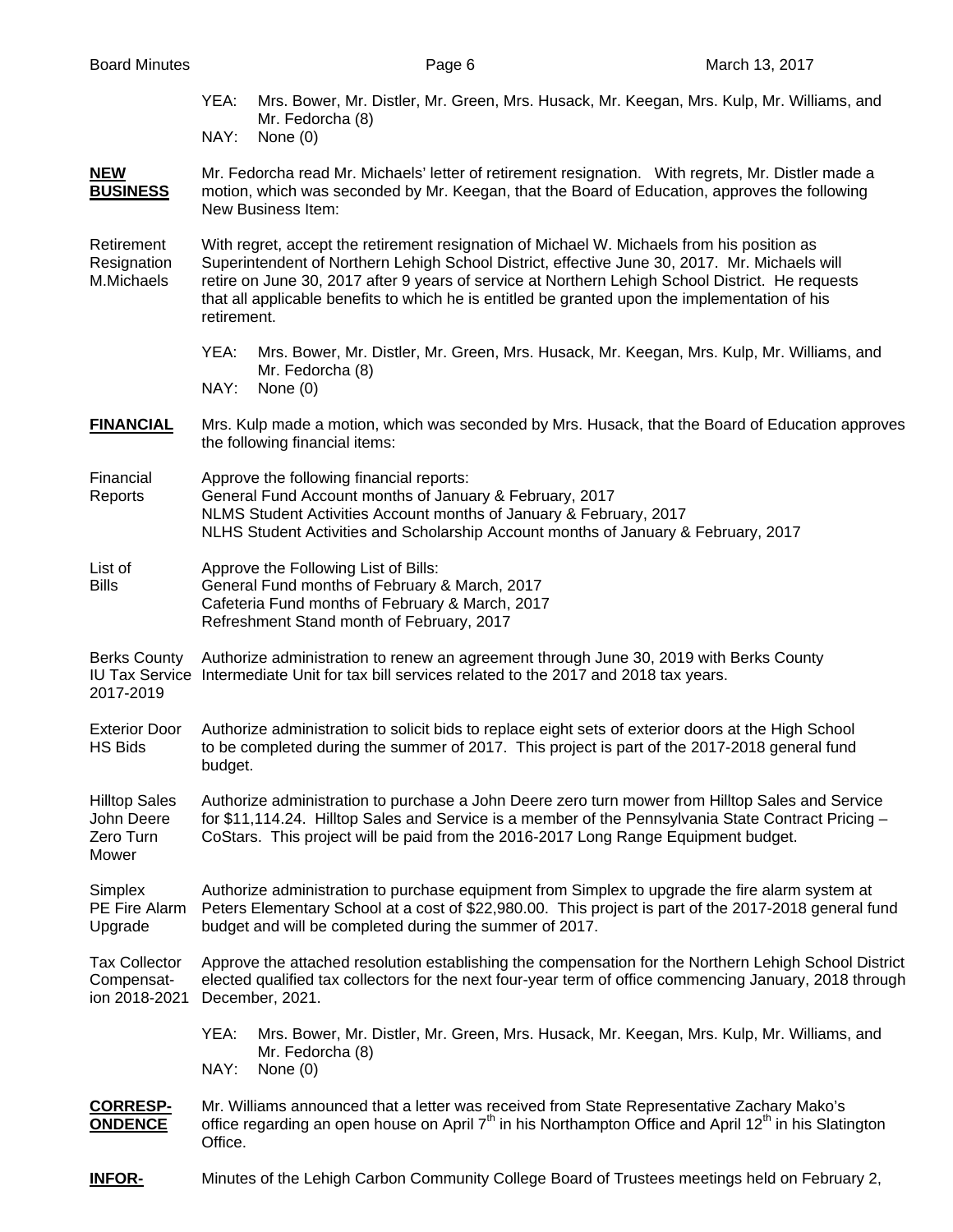YEA: Mrs. Bower, Mr. Distler, Mr. Green, Mrs. Husack, Mr. Keegan, Mrs. Kulp, Mr. Williams, and Mr. Fedorcha (8)
NAY: None (0)

**NEW BUSINESS**

Mr. Fedorcha read Mr. Michaels' letter of retirement resignation. With regrets, Mr. Distler made a motion, which was seconded by Mr. Keegan, that the Board of Education, approves the following New Business Item:

Retirement Resignation M.Michaels — With regret, accept the retirement resignation of Michael W. Michaels from his position as Superintendent of Northern Lehigh School District, effective June 30, 2017. Mr. Michaels will retire on June 30, 2017 after 9 years of service at Northern Lehigh School District. He requests that all applicable benefits to which he is entitled be granted upon the implementation of his retirement.

YEA: Mrs. Bower, Mr. Distler, Mr. Green, Mrs. Husack, Mr. Keegan, Mrs. Kulp, Mr. Williams, and Mr. Fedorcha (8)
NAY: None (0)

**FINANCIAL**

Mrs. Kulp made a motion, which was seconded by Mrs. Husack, that the Board of Education approves the following financial items:

Financial Reports — Approve the following financial reports:
General Fund Account months of January & February, 2017
NLMS Student Activities Account months of January & February, 2017
NLHS Student Activities and Scholarship Account months of January & February, 2017

List of Bills — Approve the Following List of Bills:
General Fund months of February & March, 2017
Cafeteria Fund months of February & March, 2017
Refreshment Stand month of February, 2017

Berks County IU Tax Service 2017-2019 — Authorize administration to renew an agreement through June 30, 2019 with Berks County Intermediate Unit for tax bill services related to the 2017 and 2018 tax years.

Exterior Door HS Bids — Authorize administration to solicit bids to replace eight sets of exterior doors at the High School to be completed during the summer of 2017. This project is part of the 2017-2018 general fund budget.

Hilltop Sales John Deere Zero Turn Mower — Authorize administration to purchase a John Deere zero turn mower from Hilltop Sales and Service for $11,114.24. Hilltop Sales and Service is a member of the Pennsylvania State Contract Pricing – CoStars. This project will be paid from the 2016-2017 Long Range Equipment budget.

Simplex PE Fire Alarm Upgrade — Authorize administration to purchase equipment from Simplex to upgrade the fire alarm system at Peters Elementary School at a cost of $22,980.00. This project is part of the 2017-2018 general fund budget and will be completed during the summer of 2017.

Tax Collector Compensation 2018-2021 — Approve the attached resolution establishing the compensation for the Northern Lehigh School District elected qualified tax collectors for the next four-year term of office commencing January, 2018 through December, 2021.

YEA: Mrs. Bower, Mr. Distler, Mr. Green, Mrs. Husack, Mr. Keegan, Mrs. Kulp, Mr. Williams, and Mr. Fedorcha (8)
NAY: None (0)

**CORRESPONDENCE**

Mr. Williams announced that a letter was received from State Representative Zachary Mako's office regarding an open house on April 7th in his Northampton Office and April 12th in his Slatington Office.

**INFOR-**

Minutes of the Lehigh Carbon Community College Board of Trustees meetings held on February 2,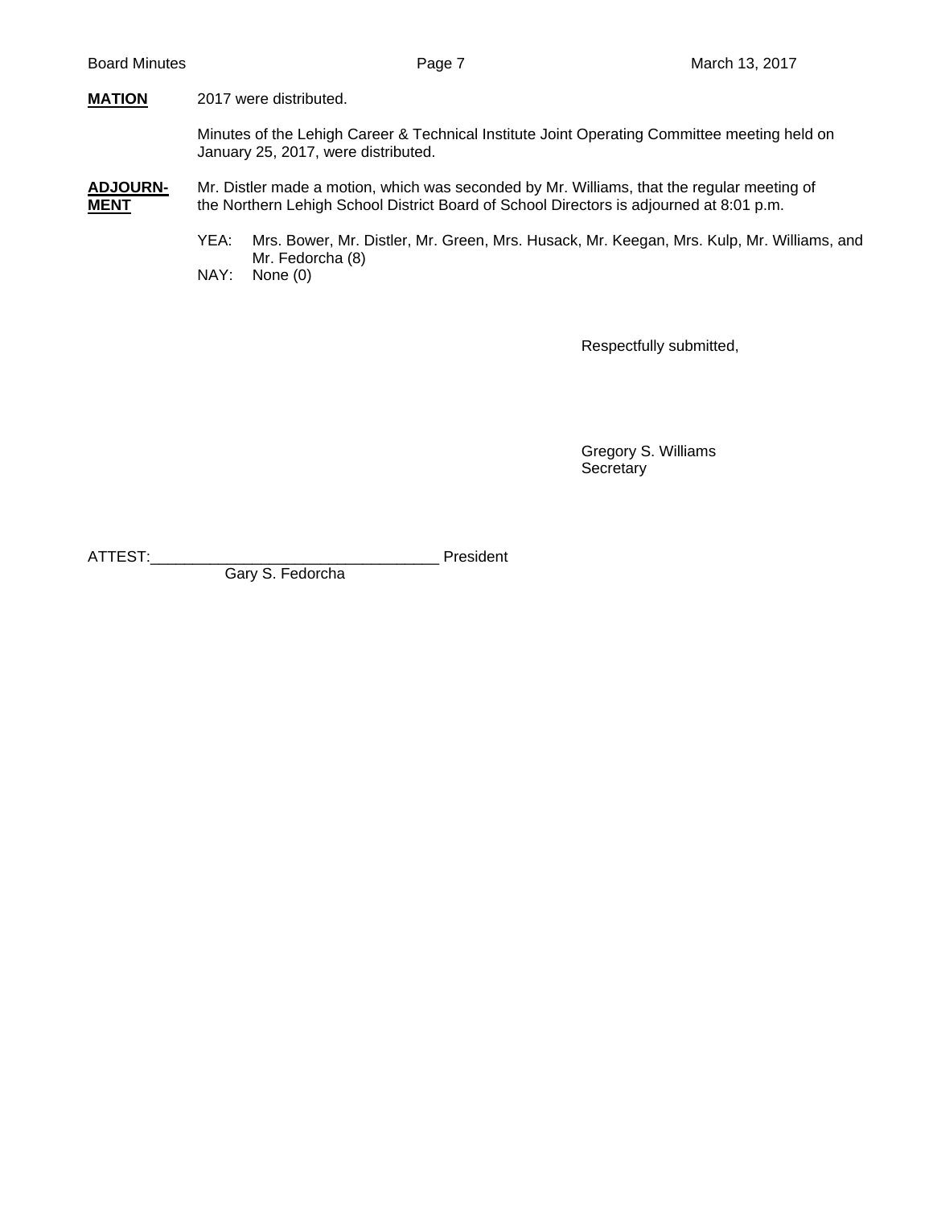**MATION** 2017 were distributed.

Minutes of the Lehigh Career & Technical Institute Joint Operating Committee meeting held on January 25, 2017, were distributed.

**ADJOURN-MENT** Mr. Distler made a motion, which was seconded by Mr. Williams, that the regular meeting of the Northern Lehigh School District Board of School Directors is adjourned at 8:01 p.m.

YEA: Mrs. Bower, Mr. Distler, Mr. Green, Mrs. Husack, Mr. Keegan, Mrs. Kulp, Mr. Williams, and Mr. Fedorcha (8)
NAY: None (0)

Respectfully submitted,

Gregory S. Williams
Secretary

ATTEST:_________________________________ President
Gary S. Fedorcha